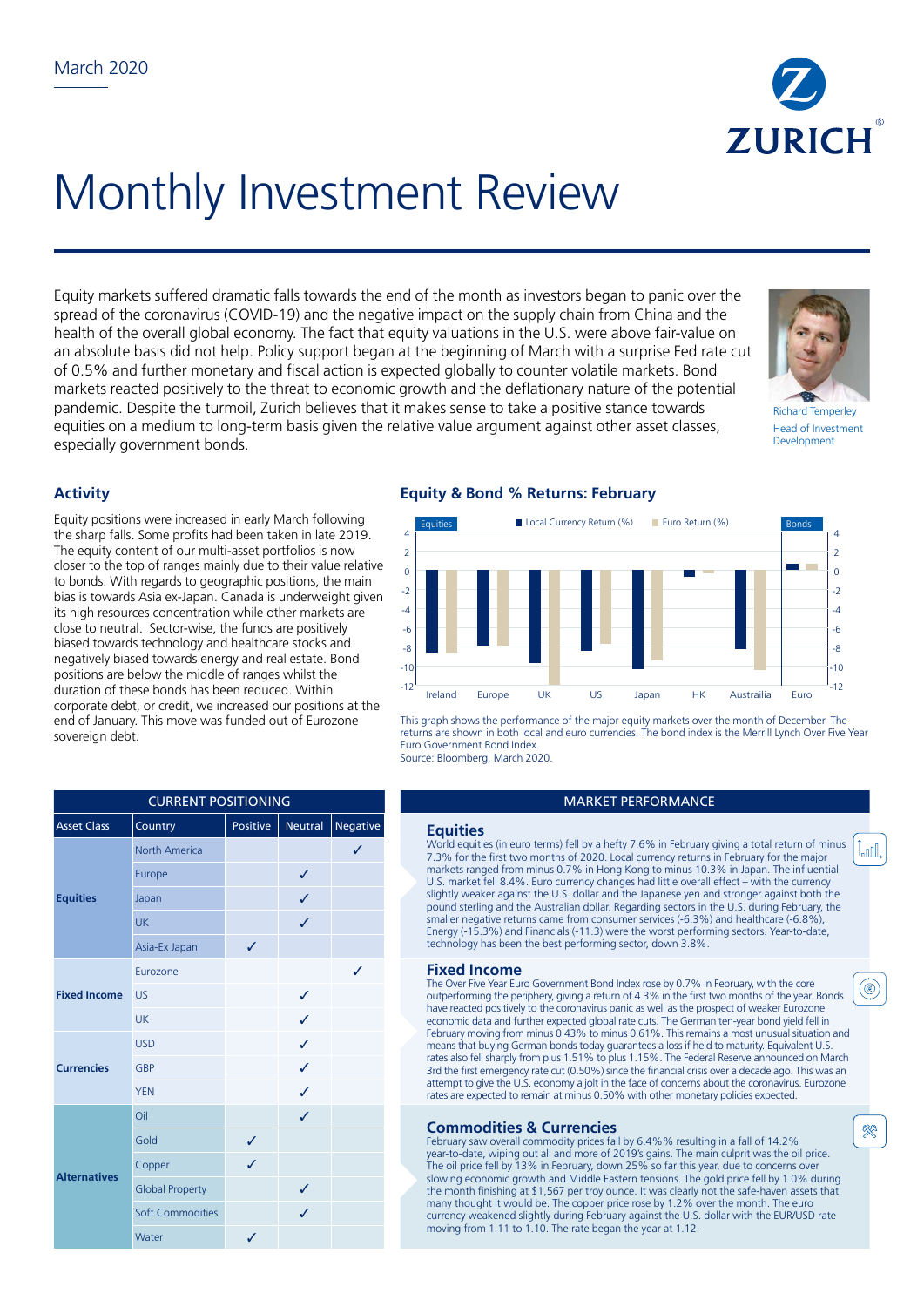March 2020

# Monthly Investment Review

Equity markets suffered dramatic falls towards the end of the month as investors began to panic over the spread of the coronavirus (COVID-19) and the negative impact on the supply chain from China and the health of the overall global economy. The fact that equity valuations in the U.S. were above fair-value on an absolute basis did not help. Policy support began at the beginning of March with a surprise Fed rate cut of 0.5% and further monetary and fiscal action is expected globally to counter volatile markets. Bond markets reacted positively to the threat to economic growth and the deflationary nature of the potential pandemic. Despite the turmoil, Zurich believes that it makes sense to take a positive stance towards equities on a medium to long-term basis given the relative value argument against other asset classes, especially government bonds.

Richard Temperley
Head of Investment Development

## Activity

Equity positions were increased in early March following the sharp falls. Some profits had been taken in late 2019. The equity content of our multi-asset portfolios is now closer to the top of ranges mainly due to their value relative to bonds. With regards to geographic positions, the main bias is towards Asia ex-Japan. Canada is underweight given its high resources concentration while other markets are close to neutral. Sector-wise, the funds are positively biased towards technology and healthcare stocks and negatively biased towards energy and real estate. Bond positions are below the middle of ranges whilst the duration of these bonds has been reduced. Within corporate debt, or credit, we increased our positions at the end of January. This move was funded out of Eurozone sovereign debt.

## Equity & Bond % Returns: February

This graph shows the performance of the major equity markets over the month of December. The returns are shown in both local and euro currencies. The bond index is the Merrill Lynch Over Five Year Euro Government Bond Index.
Source: Bloomberg, March 2020.

| CURRENT POSITIONING | | | | |
|---|---|---|---|---|
| Asset Class | Country | Positive | Neutral | Negative |
| **Equities** | North America | | | ✓ |
| | Europe | | ✓ | |
| | Japan | | ✓ | |
| | UK | | ✓ | |
| | Asia-Ex Japan | ✓ | | |
| **Fixed Income** | Eurozone | | | ✓ |
| | US | | ✓ | |
| | UK | | ✓ | |
| **Currencies** | USD | | ✓ | |
| | GBP | | ✓ | |
| | YEN | | ✓ | |
| **Alternatives** | Oil | | ✓ | |
| | Gold | ✓ | | |
| | Copper | ✓ | | |
| | Global Property | | ✓ | |
| | Soft Commodities | | ✓ | |
| | Water | ✓ | | |

## MARKET PERFORMANCE

### Equities

World equities (in euro terms) fell by a hefty 7.6% in February giving a total return of minus 7.3% for the first two months of 2020. Local currency returns in February for the major markets ranged from minus 0.7% in Hong Kong to minus 10.3% in Japan. The influential U.S. market fell 8.4%. Euro currency changes had little overall effect – with the currency slightly weaker against the U.S. dollar and the Japanese yen and stronger against both the pound sterling and the Australian dollar. Regarding sectors in the U.S. during February, the smaller negative returns came from consumer services (-6.3%) and healthcare (-6.8%), Energy (-15.3%) and Financials (-11.3) were the worst performing sectors. Year-to-date, technology has been the best performing sector, down 3.8%.

### Fixed Income

The Over Five Year Euro Government Bond Index rose by 0.7% in February, with the core outperforming the periphery, giving a return of 4.3% in the first two months of the year. Bonds have reacted positively to the coronavirus panic as well as the prospect of weaker Eurozone economic data and further expected global rate cuts. The German ten-year bond yield fell in February moving from minus 0.43% to minus 0.61%. This remains a most unusual situation and means that buying German bonds today guarantees a loss if held to maturity. Equivalent U.S. rates also fell sharply from plus 1.51% to plus 1.15%. The Federal Reserve announced on March 3rd the first emergency rate cut (0.50%) since the financial crisis over a decade ago. This was an attempt to give the U.S. economy a jolt in the face of concerns about the coronavirus. Eurozone rates are expected to remain at minus 0.50% with other monetary policies expected.

### Commodities & Currencies

February saw overall commodity prices fall by 6.4%% resulting in a fall of 14.2% year-to-date, wiping out all and more of 2019's gains. The main culprit was the oil price. The oil price fell by 13% in February, down 25% so far this year, due to concerns over slowing economic growth and Middle Eastern tensions. The gold price fell by 1.0% during the month finishing at $1,567 per troy ounce. It was clearly not the safe-haven assets that many thought it would be. The copper price rose by 1.2% over the month. The euro currency weakened slightly during February against the U.S. dollar with the EUR/USD rate moving from 1.11 to 1.10. The rate began the year at 1.12.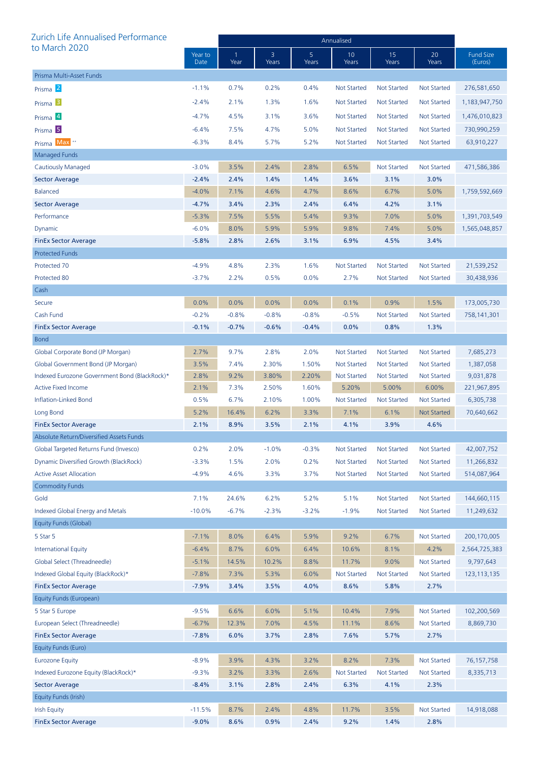## Zurich Life Annualised Performance to March 2020

| | Year to Date | 1 Year | 3 Years | 5 Years | 10 Years | 15 Years | 20 Years | Fund Size (Euros) |
|---|---|---|---|---|---|---|---|---|
| | | Annualised | | | | | | |
| **Prisma Multi-Asset Funds** | | | | | | | | |
| Prisma 2 | -1.1% | 0.7% | 0.2% | 0.4% | Not Started | Not Started | Not Started | 276,581,650 |
| Prisma 3 | -2.4% | 2.1% | 1.3% | 1.6% | Not Started | Not Started | Not Started | 1,183,947,750 |
| Prisma 4 | -4.7% | 4.5% | 3.1% | 3.6% | Not Started | Not Started | Not Started | 1,476,010,823 |
| Prisma 5 | -6.4% | 7.5% | 4.7% | 5.0% | Not Started | Not Started | Not Started | 730,990,259 |
| Prisma Max ** | -6.3% | 8.4% | 5.7% | 5.2% | Not Started | Not Started | Not Started | 63,910,227 |
| **Managed Funds** | | | | | | | | |
| Cautiously Managed | -3.0% | 3.5% | 2.4% | 2.8% | 6.5% | Not Started | Not Started | 471,586,386 |
| **Sector Average** | **-2.4%** | **2.4%** | **1.4%** | **1.4%** | **3.6%** | **3.1%** | **3.0%** | |
| Balanced | -4.0% | 7.1% | 4.6% | 4.7% | 8.6% | 6.7% | 5.0% | 1,759,592,669 |
| **Sector Average** | **-4.7%** | **3.4%** | **2.3%** | **2.4%** | **6.4%** | **4.2%** | **3.1%** | |
| Performance | -5.3% | 7.5% | 5.5% | 5.4% | 9.3% | 7.0% | 5.0% | 1,391,703,549 |
| Dynamic | -6.0% | 8.0% | 5.9% | 5.9% | 9.8% | 7.4% | 5.0% | 1,565,048,857 |
| **FinEx Sector Average** | **-5.8%** | **2.8%** | **2.6%** | **3.1%** | **6.9%** | **4.5%** | **3.4%** | |
| **Protected Funds** | | | | | | | | |
| Protected 70 | -4.9% | 4.8% | 2.3% | 1.6% | Not Started | Not Started | Not Started | 21,539,252 |
| Protected 80 | -3.7% | 2.2% | 0.5% | 0.0% | 2.7% | Not Started | Not Started | 30,438,936 |
| **Cash** | | | | | | | | |
| Secure | 0.0% | 0.0% | 0.0% | 0.0% | 0.1% | 0.9% | 1.5% | 173,005,730 |
| Cash Fund | -0.2% | -0.8% | -0.8% | -0.8% | -0.5% | Not Started | Not Started | 758,141,301 |
| **FinEx Sector Average** | **-0.1%** | **-0.7%** | **-0.6%** | **-0.4%** | **0.0%** | **0.8%** | **1.3%** | |
| **Bond** | | | | | | | | |
| Global Corporate Bond (JP Morgan) | 2.7% | 9.7% | 2.8% | 2.0% | Not Started | Not Started | Not Started | 7,685,273 |
| Global Government Bond (JP Morgan) | 3.5% | 7.4% | 2.30% | 1.50% | Not Started | Not Started | Not Started | 1,387,058 |
| Indexed Eurozone Government Bond (BlackRock)* | 2.8% | 9.2% | 3.80% | 2.20% | Not Started | Not Started | Not Started | 9,031,878 |
| Active Fixed Income | 2.1% | 7.3% | 2.50% | 1.60% | 5.20% | 5.00% | 6.00% | 221,967,895 |
| Inflation-Linked Bond | 0.5% | 6.7% | 2.10% | 1.00% | Not Started | Not Started | Not Started | 6,305,738 |
| Long Bond | 5.2% | 16.4% | 6.2% | 3.3% | 7.1% | 6.1% | Not Started | 70,640,662 |
| **FinEx Sector Average** | **2.1%** | **8.9%** | **3.5%** | **2.1%** | **4.1%** | **3.9%** | **4.6%** | |
| **Absolute Return/Diversified Assets Funds** | | | | | | | | |
| Global Targeted Returns Fund (Invesco) | 0.2% | 2.0% | -1.0% | -0.3% | Not Started | Not Started | Not Started | 42,007,752 |
| Dynamic Diversified Growth (BlackRock) | -3.3% | 1.5% | 2.0% | 0.2% | Not Started | Not Started | Not Started | 11,266,832 |
| Active Asset Allocation | -4.9% | 4.6% | 3.3% | 3.7% | Not Started | Not Started | Not Started | 514,087,964 |
| **Commodity Funds** | | | | | | | | |
| Gold | 7.1% | 24.6% | 6.2% | 5.2% | 5.1% | Not Started | Not Started | 144,660,115 |
| Indexed Global Energy and Metals | -10.0% | -6.7% | -2.3% | -3.2% | -1.9% | Not Started | Not Started | 11,249,632 |
| **Equity Funds (Global)** | | | | | | | | |
| 5 Star 5 | -7.1% | 8.0% | 6.4% | 5.9% | 9.2% | 6.7% | Not Started | 200,170,005 |
| International Equity | -6.4% | 8.7% | 6.0% | 6.4% | 10.6% | 8.1% | 4.2% | 2,564,725,383 |
| Global Select (Threadneedle) | -5.1% | 14.5% | 10.2% | 8.8% | 11.7% | 9.0% | Not Started | 9,797,643 |
| Indexed Global Equity (BlackRock)* | -7.8% | 7.3% | 5.3% | 6.0% | Not Started | Not Started | Not Started | 123,113,135 |
| **FinEx Sector Average** | **-7.9%** | **3.4%** | **3.5%** | **4.0%** | **8.6%** | **5.8%** | **2.7%** | |
| **Equity Funds (European)** | | | | | | | | |
| 5 Star 5 Europe | -9.5% | 6.6% | 6.0% | 5.1% | 10.4% | 7.9% | Not Started | 102,200,569 |
| European Select (Threadneedle) | -6.7% | 12.3% | 7.0% | 4.5% | 11.1% | 8.6% | Not Started | 8,869,730 |
| **FinEx Sector Average** | **-7.8%** | **6.0%** | **3.7%** | **2.8%** | **7.6%** | **5.7%** | **2.7%** | |
| **Equity Funds (Euro)** | | | | | | | | |
| Eurozone Equity | -8.9% | 3.9% | 4.3% | 3.2% | 8.2% | 7.3% | Not Started | 76,157,758 |
| Indexed Eurozone Equity (BlackRock)* | -9.3% | 3.2% | 3.3% | 2.6% | Not Started | Not Started | Not Started | 8,335,713 |
| **Sector Average** | **-8.4%** | **3.1%** | **2.8%** | **2.4%** | **6.3%** | **4.1%** | **2.3%** | |
| **Equity Funds (Irish)** | | | | | | | | |
| Irish Equity | -11.5% | 8.7% | 2.4% | 4.8% | 11.7% | 3.5% | Not Started | 14,918,088 |
| **FinEx Sector Average** | **-9.0%** | **8.6%** | **0.9%** | **2.4%** | **9.2%** | **1.4%** | **2.8%** | |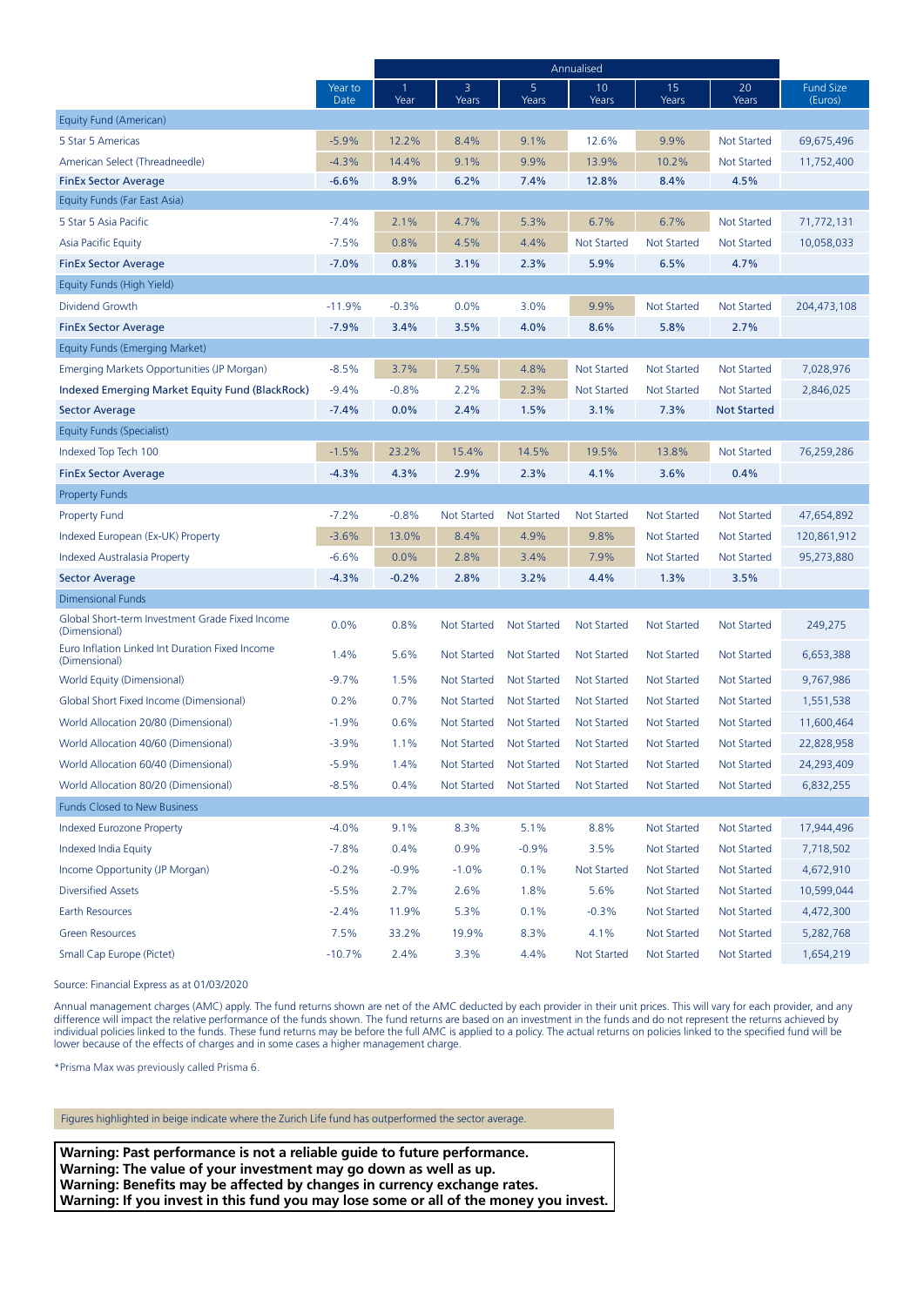| | | Annualised | | | | | | |
|---|---|---|---|---|---|---|---|---|
| | Year to Date | 1 Year | 3 Years | 5 Years | 10 Years | 15 Years | 20 Years | Fund Size (Euros) |
| Equity Fund (American) | | | | | | | | |
| 5 Star 5 Americas | -5.9% | 12.2% | 8.4% | 9.1% | 12.6% | 9.9% | Not Started | 69,675,496 |
| American Select (Threadneedle) | -4.3% | 14.4% | 9.1% | 9.9% | 13.9% | 10.2% | Not Started | 11,752,400 |
| **FinEx Sector Average** | **-6.6%** | **8.9%** | **6.2%** | **7.4%** | **12.8%** | **8.4%** | **4.5%** | |
| Equity Funds (Far East Asia) | | | | | | | | |
| 5 Star 5 Asia Pacific | -7.4% | 2.1% | 4.7% | 5.3% | 6.7% | 6.7% | Not Started | 71,772,131 |
| Asia Pacific Equity | -7.5% | 0.8% | 4.5% | 4.4% | Not Started | Not Started | Not Started | 10,058,033 |
| **FinEx Sector Average** | **-7.0%** | **0.8%** | **3.1%** | **2.3%** | **5.9%** | **6.5%** | **4.7%** | |
| Equity Funds (High Yield) | | | | | | | | |
| Dividend Growth | -11.9% | -0.3% | 0.0% | 3.0% | 9.9% | Not Started | Not Started | 204,473,108 |
| **FinEx Sector Average** | **-7.9%** | **3.4%** | **3.5%** | **4.0%** | **8.6%** | **5.8%** | **2.7%** | |
| Equity Funds (Emerging Market) | | | | | | | | |
| Emerging Markets Opportunities (JP Morgan) | -8.5% | 3.7% | 7.5% | 4.8% | Not Started | Not Started | Not Started | 7,028,976 |
| Indexed Emerging Market Equity Fund (BlackRock) | -9.4% | -0.8% | 2.2% | 2.3% | Not Started | Not Started | Not Started | 2,846,025 |
| **Sector Average** | **-7.4%** | **0.0%** | **2.4%** | **1.5%** | **3.1%** | **7.3%** | **Not Started** | |
| Equity Funds (Specialist) | | | | | | | | |
| Indexed Top Tech 100 | -1.5% | 23.2% | 15.4% | 14.5% | 19.5% | 13.8% | Not Started | 76,259,286 |
| **FinEx Sector Average** | **-4.3%** | **4.3%** | **2.9%** | **2.3%** | **4.1%** | **3.6%** | **0.4%** | |
| Property Funds | | | | | | | | |
| Property Fund | -7.2% | -0.8% | Not Started | Not Started | Not Started | Not Started | Not Started | 47,654,892 |
| Indexed European (Ex-UK) Property | -3.6% | 13.0% | 8.4% | 4.9% | 9.8% | Not Started | Not Started | 120,861,912 |
| Indexed Australasia Property | -6.6% | 0.0% | 2.8% | 3.4% | 7.9% | Not Started | Not Started | 95,273,880 |
| **Sector Average** | **-4.3%** | **-0.2%** | **2.8%** | **3.2%** | **4.4%** | **1.3%** | **3.5%** | |
| Dimensional Funds | | | | | | | | |
| Global Short-term Investment Grade Fixed Income (Dimensional) | 0.0% | 0.8% | Not Started | Not Started | Not Started | Not Started | Not Started | 249,275 |
| Euro Inflation Linked Int Duration Fixed Income (Dimensional) | 1.4% | 5.6% | Not Started | Not Started | Not Started | Not Started | Not Started | 6,653,388 |
| World Equity (Dimensional) | -9.7% | 1.5% | Not Started | Not Started | Not Started | Not Started | Not Started | 9,767,986 |
| Global Short Fixed Income (Dimensional) | 0.2% | 0.7% | Not Started | Not Started | Not Started | Not Started | Not Started | 1,551,538 |
| World Allocation 20/80 (Dimensional) | -1.9% | 0.6% | Not Started | Not Started | Not Started | Not Started | Not Started | 11,600,464 |
| World Allocation 40/60 (Dimensional) | -3.9% | 1.1% | Not Started | Not Started | Not Started | Not Started | Not Started | 22,828,958 |
| World Allocation 60/40 (Dimensional) | -5.9% | 1.4% | Not Started | Not Started | Not Started | Not Started | Not Started | 24,293,409 |
| World Allocation 80/20 (Dimensional) | -8.5% | 0.4% | Not Started | Not Started | Not Started | Not Started | Not Started | 6,832,255 |
| Funds Closed to New Business | | | | | | | | |
| Indexed Eurozone Property | -4.0% | 9.1% | 8.3% | 5.1% | 8.8% | Not Started | Not Started | 17,944,496 |
| Indexed India Equity | -7.8% | 0.4% | 0.9% | -0.9% | 3.5% | Not Started | Not Started | 7,718,502 |
| Income Opportunity (JP Morgan) | -0.2% | -0.9% | -1.0% | 0.1% | Not Started | Not Started | Not Started | 4,672,910 |
| Diversified Assets | -5.5% | 2.7% | 2.6% | 1.8% | 5.6% | Not Started | Not Started | 10,599,044 |
| Earth Resources | -2.4% | 11.9% | 5.3% | 0.1% | -0.3% | Not Started | Not Started | 4,472,300 |
| Green Resources | 7.5% | 33.2% | 19.9% | 8.3% | 4.1% | Not Started | Not Started | 5,282,768 |
| Small Cap Europe (Pictet) | -10.7% | 2.4% | 3.3% | 4.4% | Not Started | Not Started | Not Started | 1,654,219 |

Source: Financial Express as at 01/03/2020

Annual management charges (AMC) apply. The fund returns shown are net of the AMC deducted by each provider in their unit prices. This will vary for each provider, and any difference will impact the relative performance of the funds shown. The fund returns are based on an investment in the funds and do not represent the returns achieved by individual policies linked to the funds. These fund returns may be before the full AMC is applied to a policy. The actual returns on policies linked to the specified fund will be lower because of the effects of charges and in some cases a higher management charge.

*Prisma Max was previously called Prisma 6.

Figures highlighted in beige indicate where the Zurich Life fund has outperformed the sector average.

**Warning: Past performance is not a reliable guide to future performance.**
**Warning: The value of your investment may go down as well as up.**
**Warning: Benefits may be affected by changes in currency exchange rates.**
**Warning: If you invest in this fund you may lose some or all of the money you invest.**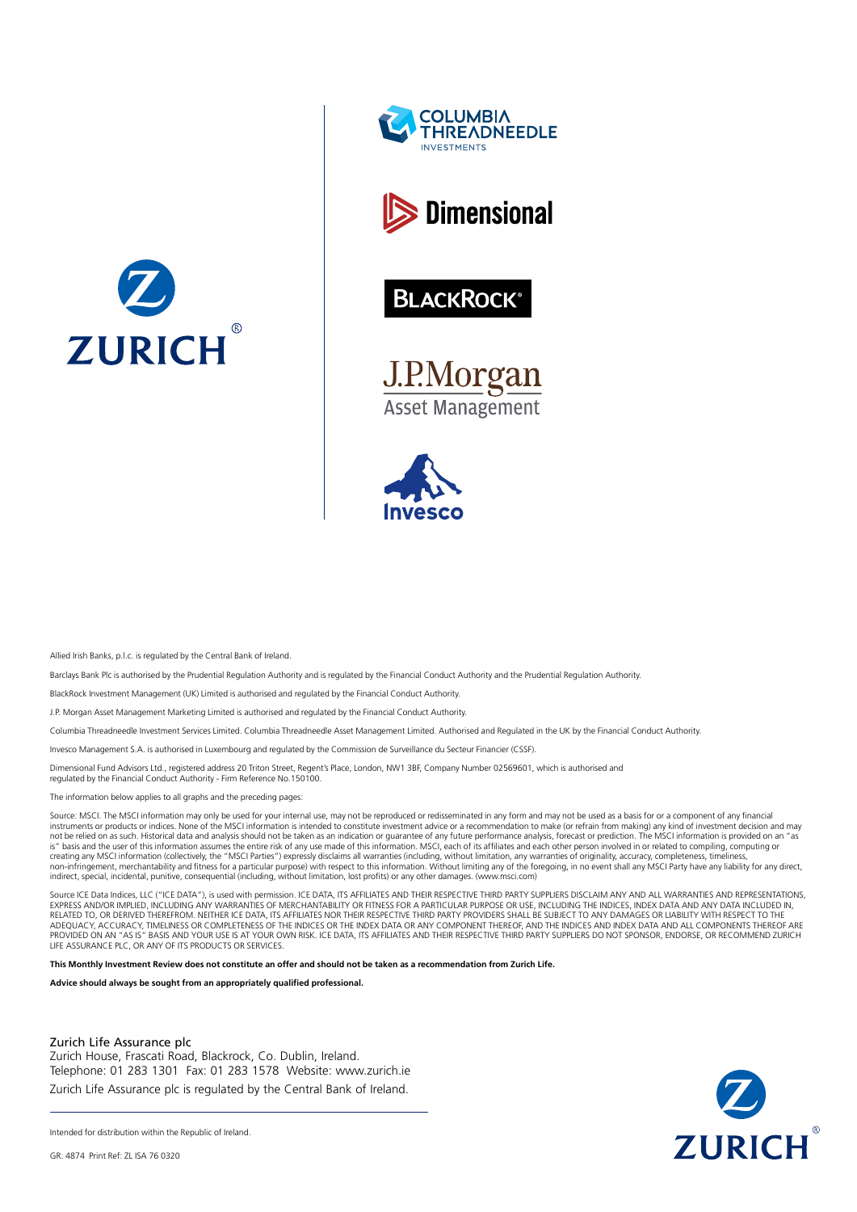Allied Irish Banks, p.l.c. is regulated by the Central Bank of Ireland.

Barclays Bank Plc is authorised by the Prudential Regulation Authority and is regulated by the Financial Conduct Authority and the Prudential Regulation Authority.

BlackRock Investment Management (UK) Limited is authorised and regulated by the Financial Conduct Authority.

J.P. Morgan Asset Management Marketing Limited is authorised and regulated by the Financial Conduct Authority.

Columbia Threadneedle Investment Services Limited. Columbia Threadneedle Asset Management Limited. Authorised and Regulated in the UK by the Financial Conduct Authority.

Invesco Management S.A. is authorised in Luxembourg and regulated by the Commission de Surveillance du Secteur Financier (CSSF).

Dimensional Fund Advisors Ltd., registered address 20 Triton Street, Regent's Place, London, NW1 3BF, Company Number 02569601, which is authorised and regulated by the Financial Conduct Authority - Firm Reference No.150100.

The information below applies to all graphs and the preceding pages:

Source: MSCI. The MSCI information may only be used for your internal use, may not be reproduced or redisseminated in any form and may not be used as a basis for or a component of any financial instruments or products or indices. None of the MSCI information is intended to constitute investment advice or a recommendation to make (or refrain from making) any kind of investment decision and may not be relied on as such. Historical data and analysis should not be taken as an indication or guarantee of any future performance analysis, forecast or prediction. The MSCI information is provided on an "as is" basis and the user of this information assumes the entire risk of any use made of this information. MSCI, each of its affiliates and each other person involved in or related to compiling, computing or creating any MSCI information (collectively, the "MSCI Parties") expressly disclaims all warranties (including, without limitation, any warranties of originality, accuracy, completeness, timeliness, non-infringement, merchantability and fitness for a particular purpose) with respect to this information. Without limiting any of the foregoing, in no event shall any MSCI Party have any liability for any direct, indirect, special, incidental, punitive, consequential (including, without limitation, lost profits) or any other damages. (www.msci.com)

Source ICE Data Indices, LLC ("ICE DATA"), is used with permission. ICE DATA, ITS AFFILIATES AND THEIR RESPECTIVE THIRD PARTY SUPPLIERS DISCLAIM ANY AND ALL WARRANTIES AND REPRESENTATIONS, EXPRESS AND/OR IMPLIED, INCLUDING ANY WARRANTIES OF MERCHANTABILITY OR FITNESS FOR A PARTICULAR PURPOSE OR USE, INCLUDING THE INDICES, INDEX DATA AND ANY DATA INCLUDED IN, RELATED TO, OR DERIVED THEREFROM. NEITHER ICE DATA, ITS AFFILIATES NOR THEIR RESPECTIVE THIRD PARTY PROVIDERS SHALL BE SUBJECT TO ANY DAMAGES OR LIABILITY WITH RESPECT TO THE ADEQUACY, ACCURACY, TIMELINESS OR COMPLETENESS OF THE INDICES OR THE INDEX DATA OR ANY COMPONENT THEREOF, AND THE INDICES AND INDEX DATA AND ALL COMPONENTS THEREOF ARE PROVIDED ON AN "AS IS" BASIS AND YOUR USE IS AT YOUR OWN RISK. ICE DATA, ITS AFFILIATES AND THEIR RESPECTIVE THIRD PARTY SUPPLIERS DO NOT SPONSOR, ENDORSE, OR RECOMMEND ZURICH LIFE ASSURANCE PLC, OR ANY OF ITS PRODUCTS OR SERVICES.

**This Monthly Investment Review does not constitute an offer and should not be taken as a recommendation from Zurich Life.**

**Advice should always be sought from an appropriately qualified professional.**

Zurich Life Assurance plc
Zurich House, Frascati Road, Blackrock, Co. Dublin, Ireland.
Telephone: 01 283 1301 Fax: 01 283 1578 Website: www.zurich.ie
Zurich Life Assurance plc is regulated by the Central Bank of Ireland.

Intended for distribution within the Republic of Ireland.

GR: 4874 Print Ref: ZL ISA 76 0320